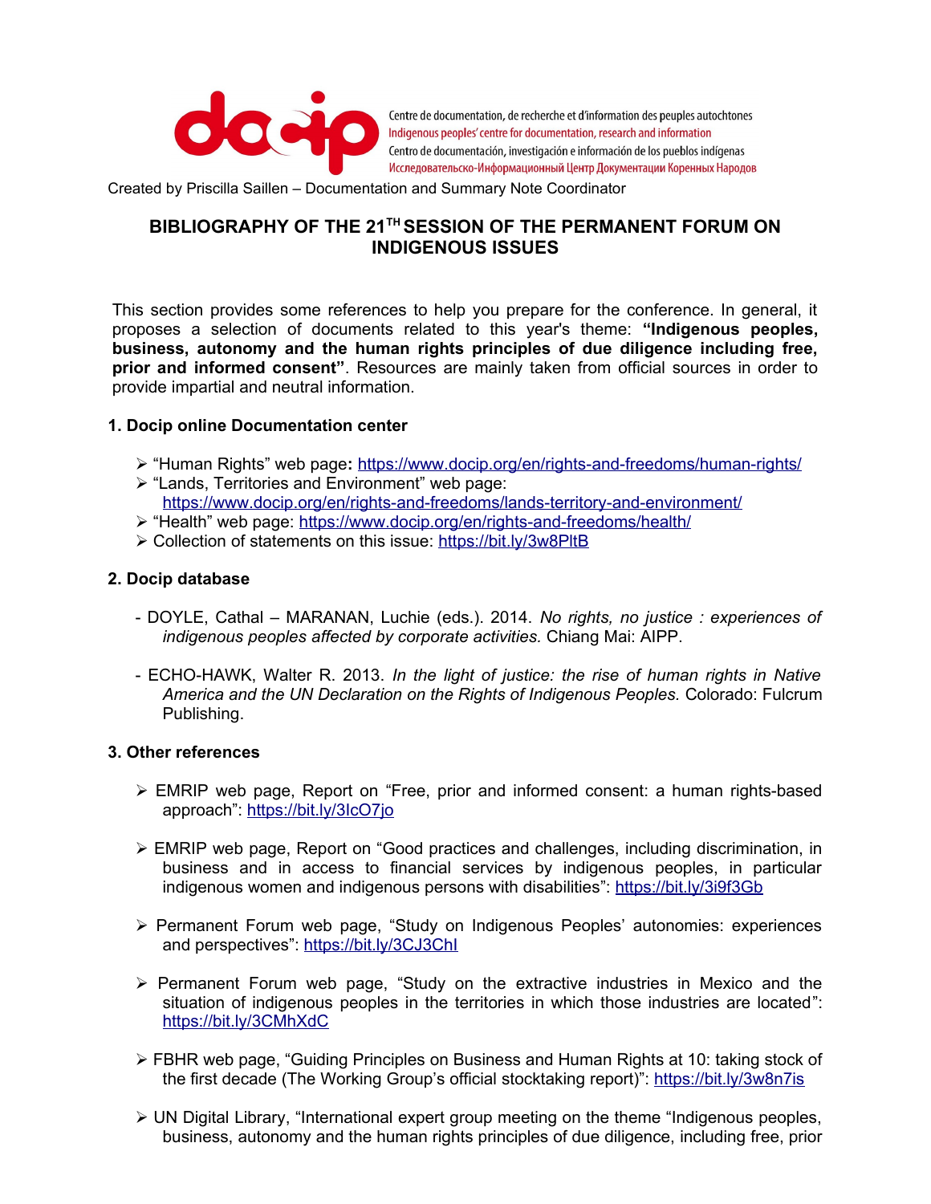Centre de documentation, de recherche et d'information des peuples autochtones
Indigenous peoples' centre for documentation, research and information
Centro de documentación, investigación e información de los pueblos indígenas
Исследовательско-Информационный Центр Документации Коренных Народов

Created by Priscilla Saillen – Documentation and Summary Note Coordinator

# BIBLIOGRAPHY OF THE 21[TH] SESSION OF THE PERMANENT FORUM ON INDIGENOUS ISSUES

This section provides some references to help you prepare for the conference. In general, it proposes a selection of documents related to this year's theme: **"Indigenous peoples, business, autonomy and the human rights principles of due diligence including free, prior and informed consent"**. Resources are mainly taken from official sources in order to provide impartial and neutral information.

## 1. Docip online Documentation center

- "Human Rights" web page**:** https://www.docip.org/en/rights-and-freedoms/human-rights/
- "Lands, Territories and Environment" web page: https://www.docip.org/en/rights-and-freedoms/lands-territory-and-environment/
- "Health" web page: https://www.docip.org/en/rights-and-freedoms/health/
- Collection of statements on this issue: https://bit.ly/3w8PltB

## 2. Docip database

- DOYLE, Cathal – MARANAN, Luchie (eds.). 2014. *No rights, no justice : experiences of indigenous peoples affected by corporate activities.* Chiang Mai: AIPP.

- ECHO-HAWK, Walter R. 2013. *In the light of justice: the rise of human rights in Native America and the UN Declaration on the Rights of Indigenous Peoples.* Colorado: Fulcrum Publishing.

## 3. Other references

- EMRIP web page, Report on "Free, prior and informed consent: a human rights-based approach": https://bit.ly/3IcO7jo

- EMRIP web page, Report on "Good practices and challenges, including discrimination, in business and in access to financial services by indigenous peoples, in particular indigenous women and indigenous persons with disabilities": https://bit.ly/3i9f3Gb

- Permanent Forum web page, "Study on Indigenous Peoples' autonomies: experiences and perspectives": https://bit.ly/3CJ3ChI

- Permanent Forum web page, "Study on the extractive industries in Mexico and the situation of indigenous peoples in the territories in which those industries are located": https://bit.ly/3CMhXdC

- FBHR web page, "Guiding Principles on Business and Human Rights at 10: taking stock of the first decade (The Working Group's official stocktaking report)": https://bit.ly/3w8n7is

- UN Digital Library, "International expert group meeting on the theme "Indigenous peoples, business, autonomy and the human rights principles of due diligence, including free, prior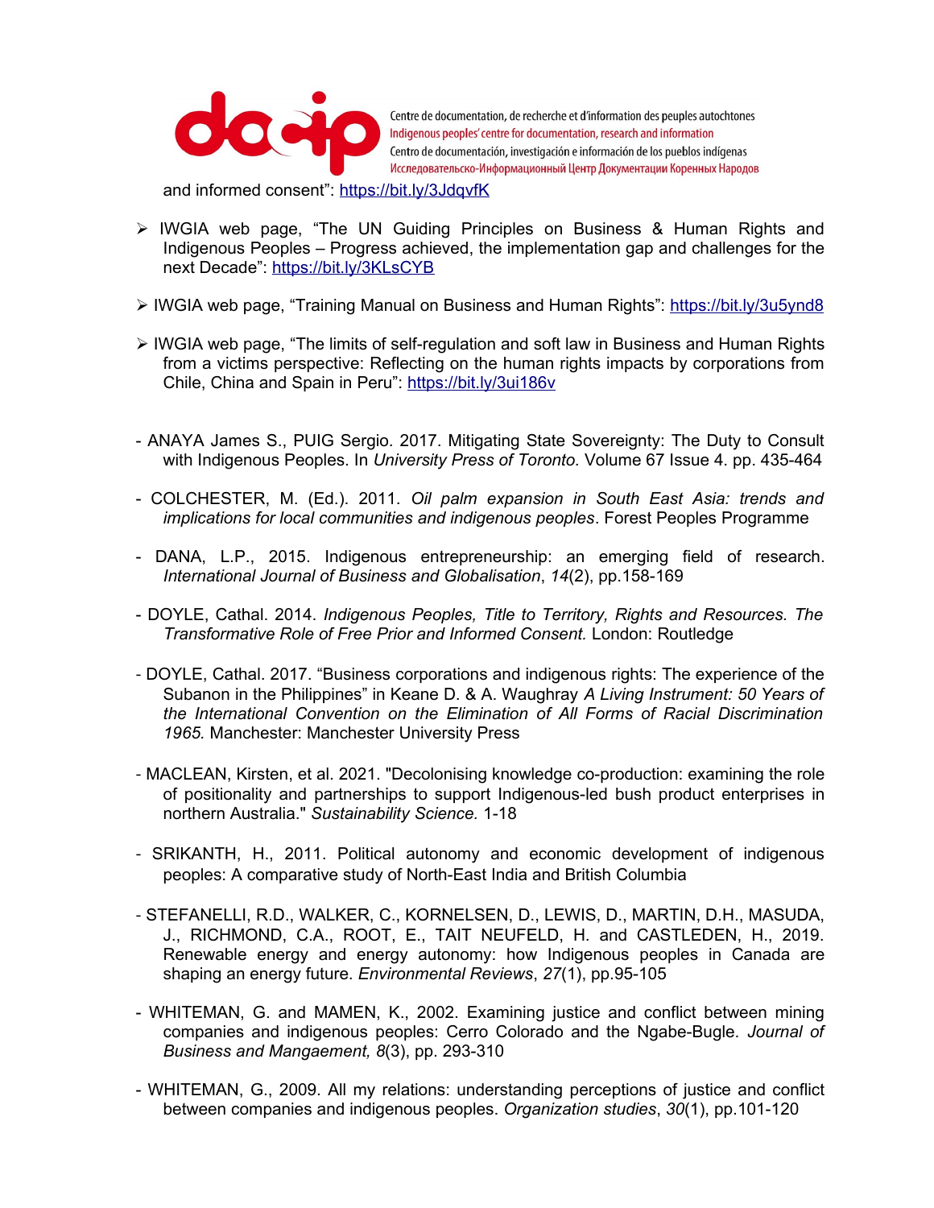and informed consent": https://bit.ly/3JdqvfK

- IWGIA web page, "The UN Guiding Principles on Business & Human Rights and Indigenous Peoples – Progress achieved, the implementation gap and challenges for the next Decade": https://bit.ly/3KLsCYB

- IWGIA web page, "Training Manual on Business and Human Rights": https://bit.ly/3u5ynd8

- IWGIA web page, "The limits of self-regulation and soft law in Business and Human Rights from a victims perspective: Reflecting on the human rights impacts by corporations from Chile, China and Spain in Peru": https://bit.ly/3ui186v

- ANAYA James S., PUIG Sergio. 2017. Mitigating State Sovereignty: The Duty to Consult with Indigenous Peoples. In *University Press of Toronto.* Volume 67 Issue 4. pp. 435-464

- COLCHESTER, M. (Ed.). 2011. *Oil palm expansion in South East Asia: trends and implications for local communities and indigenous peoples*. Forest Peoples Programme

- DANA, L.P., 2015. Indigenous entrepreneurship: an emerging field of research. *International Journal of Business and Globalisation*, *14*(2), pp.158-169

- DOYLE, Cathal. 2014. *Indigenous Peoples, Title to Territory, Rights and Resources. The Transformative Role of Free Prior and Informed Consent.* London: Routledge

- DOYLE, Cathal. 2017. "Business corporations and indigenous rights: The experience of the Subanon in the Philippines" in Keane D. & A. Waughray *A Living Instrument: 50 Years of the International Convention on the Elimination of All Forms of Racial Discrimination 1965.* Manchester: Manchester University Press

- MACLEAN, Kirsten, et al. 2021. "Decolonising knowledge co-production: examining the role of positionality and partnerships to support Indigenous-led bush product enterprises in northern Australia." *Sustainability Science.* 1-18

- SRIKANTH, H., 2011. Political autonomy and economic development of indigenous peoples: A comparative study of North-East India and British Columbia

- STEFANELLI, R.D., WALKER, C., KORNELSEN, D., LEWIS, D., MARTIN, D.H., MASUDA, J., RICHMOND, C.A., ROOT, E., TAIT NEUFELD, H. and CASTLEDEN, H., 2019. Renewable energy and energy autonomy: how Indigenous peoples in Canada are shaping an energy future. *Environmental Reviews*, *27*(1), pp.95-105

- WHITEMAN, G. and MAMEN, K., 2002. Examining justice and conflict between mining companies and indigenous peoples: Cerro Colorado and the Ngabe-Bugle. *Journal of Business and Mangaement, 8*(3), pp. 293-310

- WHITEMAN, G., 2009. All my relations: understanding perceptions of justice and conflict between companies and indigenous peoples. *Organization studies*, *30*(1), pp.101-120